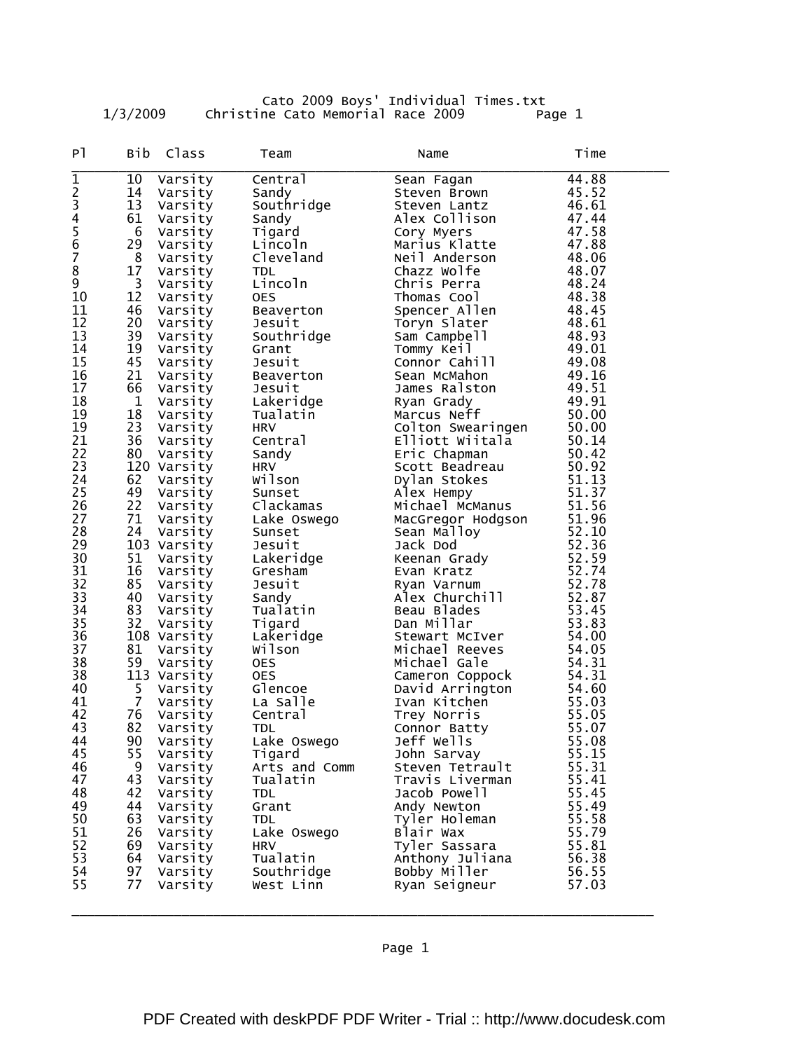Cato 2009 Boys' Individual Times.txt

1/3/2009 Christine Cato Memorial Race 2009

| Pl | Bib | Class | Team | Name | Time |
|---|---|---|---|---|---|
| 1 | 10 | Varsity | Central | Sean Fagan | 44.88 |
| 2 | 14 | Varsity | Sandy | Steven Brown | 45.52 |
| 3 | 13 | Varsity | Southridge | Steven Lantz | 46.61 |
| 4 | 61 | Varsity | Sandy | Alex Collison | 47.44 |
| 5 | 6 | Varsity | Tigard | Cory Myers | 47.58 |
| 6 | 29 | Varsity | Lincoln | Marius Klatte | 47.88 |
| 7 | 8 | Varsity | Cleveland | Neil Anderson | 48.06 |
| 8 | 17 | Varsity | TDL | Chazz Wolfe | 48.07 |
| 9 | 3 | Varsity | Lincoln | Chris Perra | 48.24 |
| 10 | 12 | Varsity | OES | Thomas Cool | 48.38 |
| 11 | 46 | Varsity | Beaverton | Spencer Allen | 48.45 |
| 12 | 20 | Varsity | Jesuit | Toryn Slater | 48.61 |
| 13 | 39 | Varsity | Southridge | Sam Campbell | 48.93 |
| 14 | 19 | Varsity | Grant | Tommy Keil | 49.01 |
| 15 | 45 | Varsity | Jesuit | Connor Cahill | 49.08 |
| 16 | 21 | Varsity | Beaverton | Sean McMahon | 49.16 |
| 17 | 66 | Varsity | Jesuit | James Ralston | 49.51 |
| 18 | 1 | Varsity | Lakeridge | Ryan Grady | 49.91 |
| 19 | 18 | Varsity | Tualatin | Marcus Neff | 50.00 |
| 19 | 23 | Varsity | HRV | Colton Swearingen | 50.00 |
| 21 | 36 | Varsity | Central | Elliott Wiitala | 50.14 |
| 22 | 80 | Varsity | Sandy | Eric Chapman | 50.42 |
| 23 | 120 | Varsity | HRV | Scott Beadreau | 50.92 |
| 24 | 62 | Varsity | Wilson | Dylan Stokes | 51.13 |
| 25 | 49 | Varsity | Sunset | Alex Hempy | 51.37 |
| 26 | 22 | Varsity | Clackamas | Michael McManus | 51.56 |
| 27 | 71 | Varsity | Lake Oswego | MacGregor Hodgson | 51.96 |
| 28 | 24 | Varsity | Sunset | Sean Malloy | 52.10 |
| 29 | 103 | Varsity | Jesuit | Jack Dod | 52.36 |
| 30 | 51 | Varsity | Lakeridge | Keenan Grady | 52.59 |
| 31 | 16 | Varsity | Gresham | Evan Kratz | 52.74 |
| 32 | 85 | Varsity | Jesuit | Ryan Varnum | 52.78 |
| 33 | 40 | Varsity | Sandy | Alex Churchill | 52.87 |
| 34 | 83 | Varsity | Tualatin | Beau Blades | 53.45 |
| 35 | 32 | Varsity | Tigard | Dan Millar | 53.83 |
| 36 | 108 | Varsity | Lakeridge | Stewart McIver | 54.00 |
| 37 | 81 | Varsity | Wilson | Michael Reeves | 54.05 |
| 38 | 59 | Varsity | OES | Michael Gale | 54.31 |
| 38 | 113 | Varsity | OES | Cameron Coppock | 54.31 |
| 40 | 5 | Varsity | Glencoe | David Arrington | 54.60 |
| 41 | 7 | Varsity | La Salle | Ivan Kitchen | 55.03 |
| 42 | 76 | Varsity | Central | Trey Norris | 55.05 |
| 43 | 82 | Varsity | TDL | Connor Batty | 55.07 |
| 44 | 90 | Varsity | Lake Oswego | Jeff Wells | 55.08 |
| 45 | 55 | Varsity | Tigard | John Sarvay | 55.15 |
| 46 | 9 | Varsity | Arts and Comm | Steven Tetrault | 55.31 |
| 47 | 43 | Varsity | Tualatin | Travis Liverman | 55.41 |
| 48 | 42 | Varsity | TDL | Jacob Powell | 55.45 |
| 49 | 44 | Varsity | Grant | Andy Newton | 55.49 |
| 50 | 63 | Varsity | TDL | Tyler Holeman | 55.58 |
| 51 | 26 | Varsity | Lake Oswego | Blair Wax | 55.79 |
| 52 | 69 | Varsity | HRV | Tyler Sassara | 55.81 |
| 53 | 64 | Varsity | Tualatin | Anthony Juliana | 56.38 |
| 54 | 97 | Varsity | Southridge | Bobby Miller | 56.55 |
| 55 | 77 | Varsity | West Linn | Ryan Seigneur | 57.03 |

PDF Created with deskPDF PDF Writer - Trial :: http://www.docudesk.com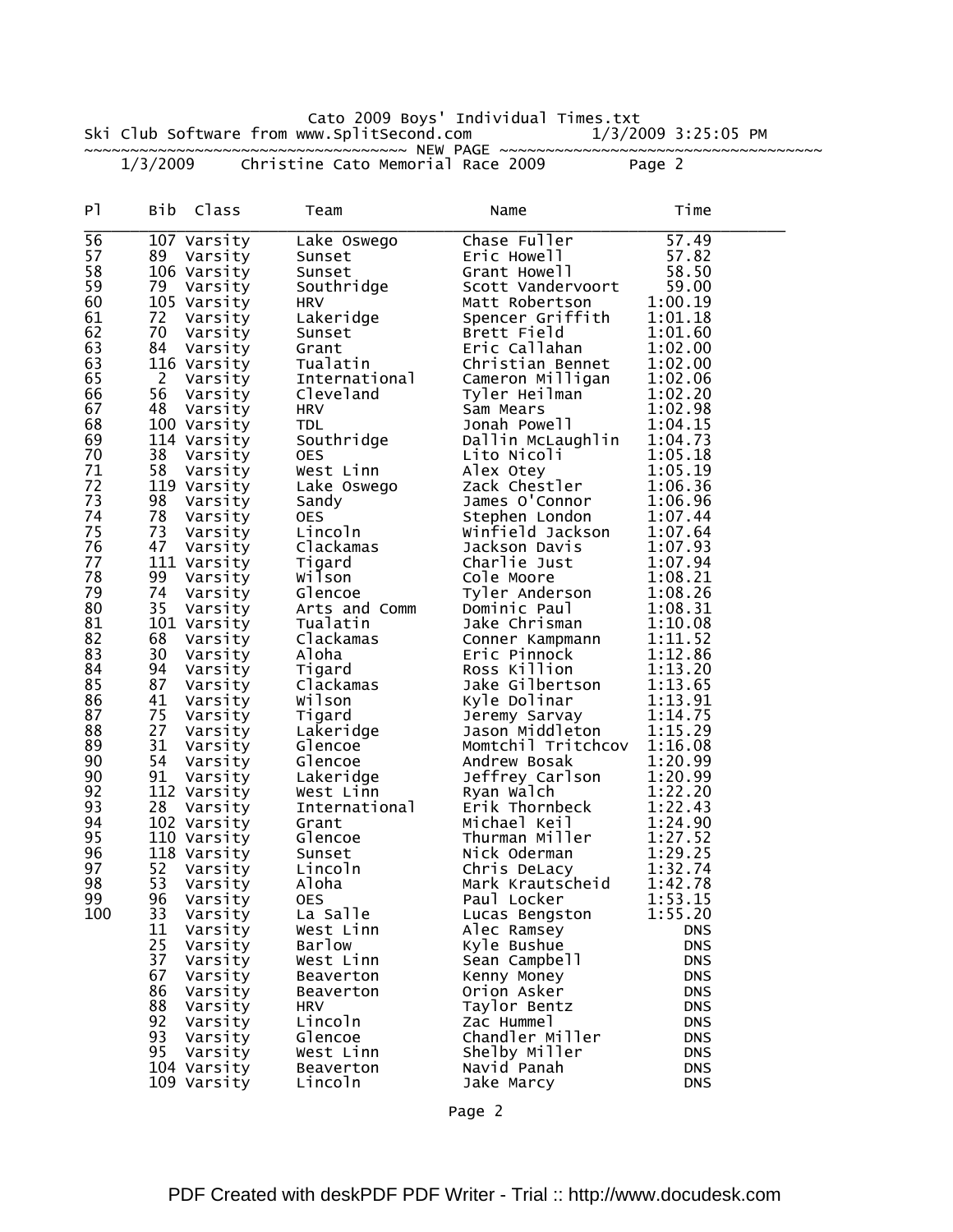Cato 2009 Boys' Individual Times.txt
Ski Club Software from www.SplitSecond.com 1/3/2009 3:25:05 PM

~~~~~~~~~~~~~~~~~~~~~~~~~~~~~~~~~~~ NEW PAGE ~~~~~~~~~~~~~~~~~~~~~~~~~~~~~~~~~~~

1/3/2009 Christine Cato Memorial Race 2009 Page 2

| Pl | Bib | Class | Team | Name | Time |
|---|---|---|---|---|---|
| 56 | 107 | Varsity | Lake Oswego | Chase Fuller | 57.49 |
| 57 | 89 | Varsity | Sunset | Eric Howell | 57.82 |
| 58 | 106 | Varsity | Sunset | Grant Howell | 58.50 |
| 59 | 79 | Varsity | Southridge | Scott Vandervoort | 59.00 |
| 60 | 105 | Varsity | HRV | Matt Robertson | 1:00.19 |
| 61 | 72 | Varsity | Lakeridge | Spencer Griffith | 1:01.18 |
| 62 | 70 | Varsity | Sunset | Brett Field | 1:01.60 |
| 63 | 84 | Varsity | Grant | Eric Callahan | 1:02.00 |
| 63 | 116 | Varsity | Tualatin | Christian Bennet | 1:02.00 |
| 65 | 2 | Varsity | International | Cameron Milligan | 1:02.06 |
| 66 | 56 | Varsity | Cleveland | Tyler Heilman | 1:02.20 |
| 67 | 48 | Varsity | HRV | Sam Mears | 1:02.98 |
| 68 | 100 | Varsity | TDL | Jonah Powell | 1:04.15 |
| 69 | 114 | Varsity | Southridge | Dallin McLaughlin | 1:04.73 |
| 70 | 38 | Varsity | OES | Lito Nicoli | 1:05.18 |
| 71 | 58 | Varsity | West Linn | Alex Otey | 1:05.19 |
| 72 | 119 | Varsity | Lake Oswego | Zack Chestler | 1:06.36 |
| 73 | 98 | Varsity | Sandy | James O'Connor | 1:06.96 |
| 74 | 78 | Varsity | OES | Stephen London | 1:07.44 |
| 75 | 73 | Varsity | Lincoln | Winfield Jackson | 1:07.64 |
| 76 | 47 | Varsity | Clackamas | Jackson Davis | 1:07.93 |
| 77 | 111 | Varsity | Tigard | Charlie Just | 1:07.94 |
| 78 | 99 | Varsity | Wilson | Cole Moore | 1:08.21 |
| 79 | 74 | Varsity | Glencoe | Tyler Anderson | 1:08.26 |
| 80 | 35 | Varsity | Arts and Comm | Dominic Paul | 1:08.31 |
| 81 | 101 | Varsity | Tualatin | Jake Chrisman | 1:10.08 |
| 82 | 68 | Varsity | Clackamas | Conner Kampmann | 1:11.52 |
| 83 | 30 | Varsity | Aloha | Eric Pinnock | 1:12.86 |
| 84 | 94 | Varsity | Tigard | Ross Killion | 1:13.20 |
| 85 | 87 | Varsity | Clackamas | Jake Gilbertson | 1:13.65 |
| 86 | 41 | Varsity | Wilson | Kyle Dolinar | 1:13.91 |
| 87 | 75 | Varsity | Tigard | Jeremy Sarvay | 1:14.75 |
| 88 | 27 | Varsity | Lakeridge | Jason Middleton | 1:15.29 |
| 89 | 31 | Varsity | Glencoe | Momtchil Tritchcov | 1:16.08 |
| 90 | 54 | Varsity | Glencoe | Andrew Bosak | 1:20.99 |
| 90 | 91 | Varsity | Lakeridge | Jeffrey Carlson | 1:20.99 |
| 92 | 112 | Varsity | West Linn | Ryan Walch | 1:22.20 |
| 93 | 28 | Varsity | International | Erik Thornbeck | 1:22.43 |
| 94 | 102 | Varsity | Grant | Michael Keil | 1:24.90 |
| 95 | 110 | Varsity | Glencoe | Thurman Miller | 1:27.52 |
| 96 | 118 | Varsity | Sunset | Nick Oderman | 1:29.25 |
| 97 | 52 | Varsity | Lincoln | Chris DeLacy | 1:32.74 |
| 98 | 53 | Varsity | Aloha | Mark Krautscheid | 1:42.78 |
| 99 | 96 | Varsity | OES | Paul Locker | 1:53.15 |
| 100 | 33 | Varsity | La Salle | Lucas Bengston | 1:55.20 |
| | 11 | Varsity | West Linn | Alec Ramsey | DNS |
| | 25 | Varsity | Barlow | Kyle Bushue | DNS |
| | 37 | Varsity | West Linn | Sean Campbell | DNS |
| | 67 | Varsity | Beaverton | Kenny Money | DNS |
| | 86 | Varsity | Beaverton | Orion Asker | DNS |
| | 88 | Varsity | HRV | Taylor Bentz | DNS |
| | 92 | Varsity | Lincoln | Zac Hummel | DNS |
| | 93 | Varsity | Glencoe | Chandler Miller | DNS |
| | 95 | Varsity | West Linn | Shelby Miller | DNS |
| | 104 | Varsity | Beaverton | Navid Panah | DNS |
| | 109 | Varsity | Lincoln | Jake Marcy | DNS |

PDF Created with deskPDF PDF Writer - Trial :: http://www.docudesk.com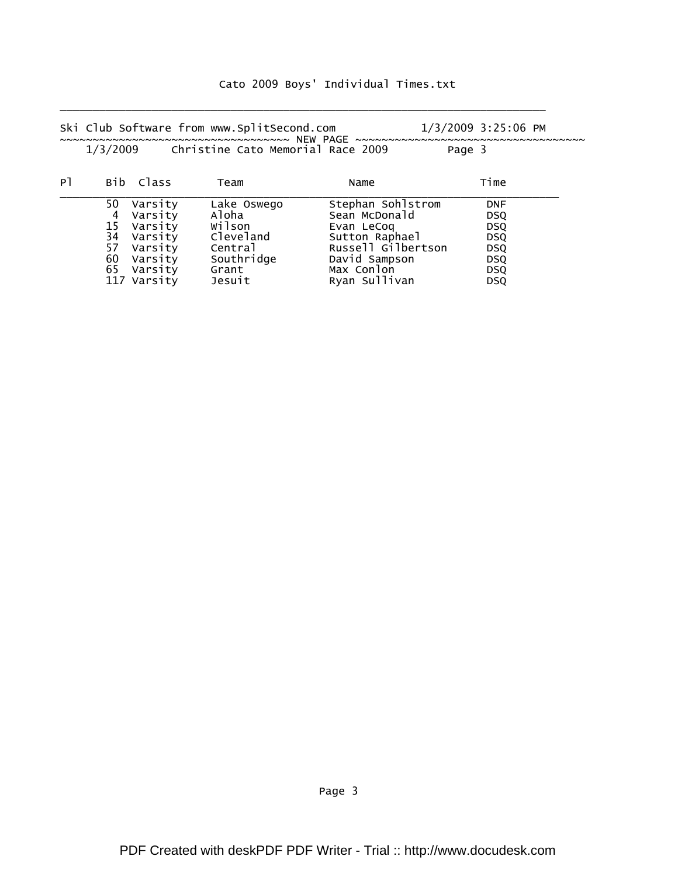Ski Club Software from www.SplitSecond.com 1/3/2009 3:25:06 PM

~~~~~~~~~~~~~~~~~~~~~~~~~~~~~~~~~~~ NEW PAGE ~~~~~~~~~~~~~~~~~~~~~~~~~~~~~~~~~~~

1/3/2009 Christine Cato Memorial Race 2009 Page 3

| Pl | Bib | Class | Team | Name | Time |
|---|---|---|---|---|---|
| | 50 | Varsity | Lake Oswego | Stephan Sohlstrom | DNF |
| | 4 | Varsity | Aloha | Sean McDonald | DSQ |
| | 15 | Varsity | Wilson | Evan LeCoq | DSQ |
| | 34 | Varsity | Cleveland | Sutton Raphael | DSQ |
| | 57 | Varsity | Central | Russell Gilbertson | DSQ |
| | 60 | Varsity | Southridge | David Sampson | DSQ |
| | 65 | Varsity | Grant | Max Conlon | DSQ |
| | 117 | Varsity | Jesuit | Ryan Sullivan | DSQ |

PDF Created with deskPDF PDF Writer - Trial :: http://www.docudesk.com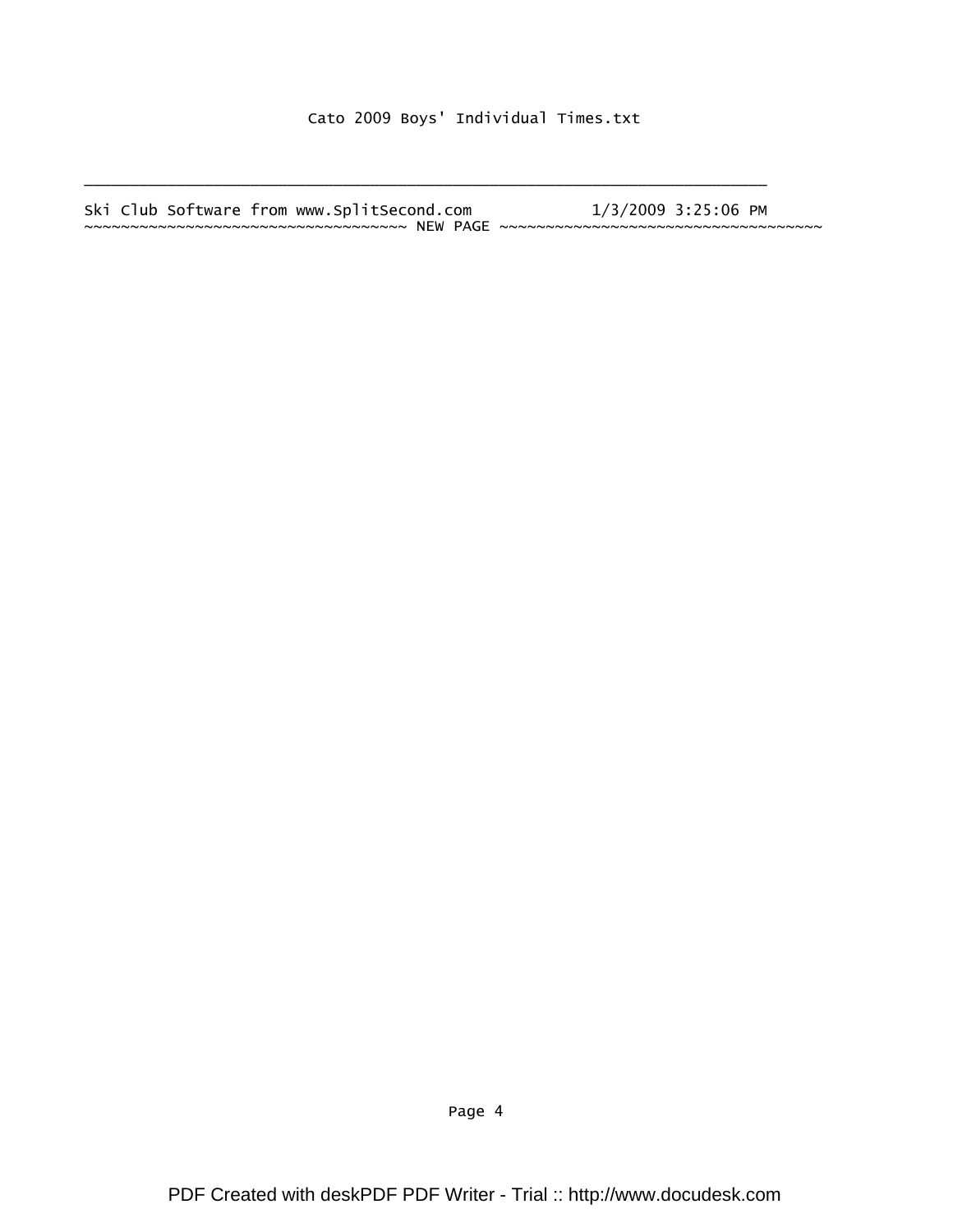Ski Club Software from www.SplitSecond.com 1/3/2009 3:25:06 PM

~~~~~~~~~~~~~~~~~~~~~~~~~~~~~~~~~~ NEW PAGE ~~~~~~~~~~~~~~~~~~~~~~~~~~~~~~~~~~